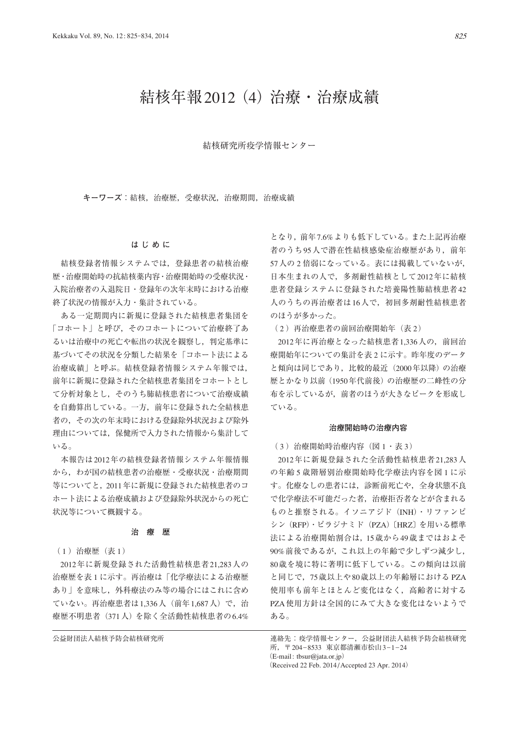# 結核年報2012（4）治療・治療成績

結核研究所疫学情報センター

**キーワーズ**：結核，治療歴，受療状況，治療期間，治療成績

## はじめに

結核登録者情報システムでは，登録患者の結核治療歴・治療開始時の抗結核薬内容・治療開始時の受療状況・入院治療者の入退院日・登録年の次年末時における治療終了状況の情報が入力・集計されている。

ある一定期間内に新規に登録された結核患者集団を「コホート」と呼び，そのコホートについて治療終了あるいは治療中の死亡や転出の状況を観察し，判定基準に基づいてその状況を分類した結果を「コホート法による治療成績」と呼ぶ。結核登録者情報システム年報では，前年に新規に登録された全結核患者集団をコホートとして分析対象とし，そのうち肺結核患者について治療成績を自動算出している。一方，前年に登録された全結核患者の，その次の年末時における登録除外状況および除外理由については，保健所で入力された情報から集計している。

本報告は2012年の結核登録者情報システム年報情報から，わが国の結核患者の治療歴・受療状況・治療期間等についてと，2011年に新規に登録された結核患者のコホート法による治療成績および登録除外状況からの死亡状況等について概観する。

## 治療歴

（1）治療歴（表1）

2012年に新規登録された活動性結核患者21,283人の治療歴を表1に示す。再治療は「化学療法による治療歴あり」を意味し，外科療法のみ等の場合にはこれに含めていない。再治療患者は1,336人（前年1,687人）で，治療歴不明患者（371人）を除く全活動性結核患者の6.4%となり，前年7.6%よりも低下している。また上記再治療者のうち95人で潜在性結核感染症治療歴があり，前年57人の2倍弱になっている。表には掲載していないが，日本生まれの人で，多剤耐性結核として2012年に結核患者登録システムに登録された培養陽性肺結核患者42人のうちの再治療者は16人で，初回多剤耐性結核患者のほうが多かった。

（2）再治療患者の前回治療開始年（表2）

2012年に再治療となった結核患者1,336人の，前回治療開始年についての集計を表2に示す。昨年度のデータと傾向は同じであり，比較的最近（2000年以降）の治療歴とかなり以前（1950年代前後）の治療歴の二峰性の分布を示しているが，前者のほうが大きなピークを形成している。

## 治療開始時の治療内容

（3）治療開始時治療内容（図1・表3）

2012年に新規登録された全活動性結核患者21,283人の年齢5歳階層別治療開始時化学療法内容を図1に示す。化療なしの患者には，診断前死亡や，全身状態不良で化学療法不可能だった者，治療拒否者などが含まれるものと推察される。イソニアジド（INH）・リファンピシン（RFP）・ピラジナミド（PZA）〔HRZ〕を用いる標準法による治療開始割合は，15歳から49歳まではおよそ90%前後であるが，これ以上の年齢で少しずつ減少し，80歳を境に特に著明に低下している。この傾向は以前と同じで，75歳以上や80歳以上の年齢層における PZA使用率も前年とほとんど変化はなく，高齢者に対するPZA使用方針は全国的にみて大きな変化はないようである。

公益財団法人結核予防会結核研究所

連絡先：疫学情報センター，公益財団法人結核予防会結核研究所，〒204-8533 東京都清瀬市松山3-1-24
（E-mail: tbsur@jata.or.jp）
（Received 22 Feb. 2014/Accepted 23 Apr. 2014）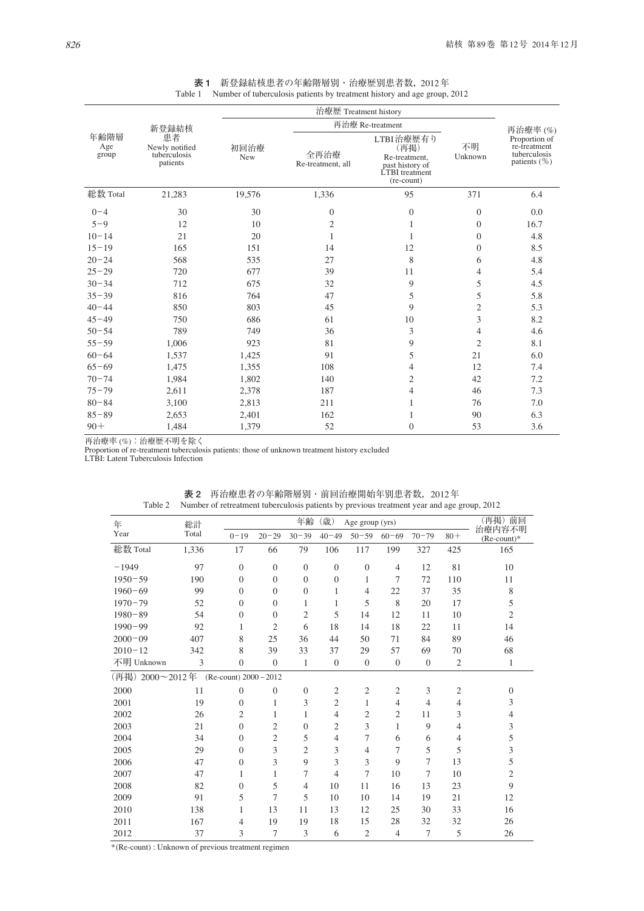**表 1**　新登録結核患者の年齢階層別・治療歴別患者数，2012 年
Table 1　Number of tuberculosis patients by treatment history and age group, 2012

| 年齢階層 Age group | 新登録結核患者 Newly notified tuberculosis patients | 治療歴 Treatment history | | | | 再治療率 (%) Proportion of re-treatment tuberculosis patients (%) |
|---|---|---|---|---|---|---|
| | | 初回治療 New | 再治療 Re-treatment | | 不明 Unknown | |
| | | | 全再治療 Re-treatment, all | LTBI 治療歴有り（再掲）Re-treatment, past history of LTBI treatment (re-count) | | |
| 総数 Total | 21,283 | 19,576 | 1,336 | 95 | 371 | 6.4 |
| 0－4 | 30 | 30 | 0 | 0 | 0 | 0.0 |
| 5－9 | 12 | 10 | 2 | 1 | 0 | 16.7 |
| 10－14 | 21 | 20 | 1 | 1 | 0 | 4.8 |
| 15－19 | 165 | 151 | 14 | 12 | 0 | 8.5 |
| 20－24 | 568 | 535 | 27 | 8 | 6 | 4.8 |
| 25－29 | 720 | 677 | 39 | 11 | 4 | 5.4 |
| 30－34 | 712 | 675 | 32 | 9 | 5 | 4.5 |
| 35－39 | 816 | 764 | 47 | 5 | 5 | 5.8 |
| 40－44 | 850 | 803 | 45 | 9 | 2 | 5.3 |
| 45－49 | 750 | 686 | 61 | 10 | 3 | 8.2 |
| 50－54 | 789 | 749 | 36 | 3 | 4 | 4.6 |
| 55－59 | 1,006 | 923 | 81 | 9 | 2 | 8.1 |
| 60－64 | 1,537 | 1,425 | 91 | 5 | 21 | 6.0 |
| 65－69 | 1,475 | 1,355 | 108 | 4 | 12 | 7.4 |
| 70－74 | 1,984 | 1,802 | 140 | 2 | 42 | 7.2 |
| 75－79 | 2,611 | 2,378 | 187 | 4 | 46 | 7.3 |
| 80－84 | 3,100 | 2,813 | 211 | 1 | 76 | 7.0 |
| 85－89 | 2,653 | 2,401 | 162 | 1 | 90 | 6.3 |
| 90＋ | 1,484 | 1,379 | 52 | 0 | 53 | 3.6 |

再治療率 (%)：治療歴不明を除く
Proportion of re-treatment tuberculosis patients: those of unknown treatment history excluded
LTBI: Latent Tuberculosis Infection

**表 2**　再治療患者の年齢階層別・前回治療開始年別患者数，2012 年
Table 2　Number of retreatment tuberculosis patients by previous treatment year and age group, 2012

| 年 Year | 総計 Total | 年齢（歳） Age group (yrs) | | | | | | | | （再掲）前回治療内容不明 (Re-count)* |
|---|---|---|---|---|---|---|---|---|---|---|
| | | 0－19 | 20－29 | 30－39 | 40－49 | 50－59 | 60－69 | 70－79 | 80＋ | |
| 総数 Total | 1,336 | 17 | 66 | 79 | 106 | 117 | 199 | 327 | 425 | 165 |
| －1949 | 97 | 0 | 0 | 0 | 0 | 0 | 4 | 12 | 81 | 10 |
| 1950－59 | 190 | 0 | 0 | 0 | 0 | 1 | 7 | 72 | 110 | 11 |
| 1960－69 | 99 | 0 | 0 | 0 | 1 | 4 | 22 | 37 | 35 | 8 |
| 1970－79 | 52 | 0 | 0 | 1 | 1 | 5 | 8 | 20 | 17 | 5 |
| 1980－89 | 54 | 0 | 0 | 2 | 5 | 14 | 12 | 11 | 10 | 2 |
| 1990－99 | 92 | 1 | 2 | 6 | 18 | 14 | 18 | 22 | 11 | 14 |
| 2000－09 | 407 | 8 | 25 | 36 | 44 | 50 | 71 | 84 | 89 | 46 |
| 2010－12 | 342 | 8 | 39 | 33 | 37 | 29 | 57 | 69 | 70 | 68 |
| 不明 Unknown | 3 | 0 | 0 | 1 | 0 | 0 | 0 | 0 | 2 | 1 |
| （再掲）2000～2012 年 (Re-count) 2000－2012 | | | | | | | | | | |
| 2000 | 11 | 0 | 0 | 0 | 2 | 2 | 2 | 3 | 2 | 0 |
| 2001 | 19 | 0 | 1 | 3 | 2 | 1 | 4 | 4 | 4 | 3 |
| 2002 | 26 | 2 | 1 | 1 | 4 | 2 | 2 | 11 | 3 | 4 |
| 2003 | 21 | 0 | 2 | 0 | 2 | 3 | 1 | 9 | 4 | 3 |
| 2004 | 34 | 0 | 2 | 5 | 4 | 7 | 6 | 6 | 4 | 5 |
| 2005 | 29 | 0 | 3 | 2 | 3 | 4 | 7 | 5 | 5 | 3 |
| 2006 | 47 | 0 | 3 | 9 | 3 | 3 | 9 | 7 | 13 | 5 |
| 2007 | 47 | 1 | 1 | 7 | 4 | 7 | 10 | 7 | 10 | 2 |
| 2008 | 82 | 0 | 5 | 4 | 10 | 11 | 16 | 13 | 23 | 9 |
| 2009 | 91 | 5 | 7 | 5 | 10 | 10 | 14 | 19 | 21 | 12 |
| 2010 | 138 | 1 | 13 | 11 | 13 | 12 | 25 | 30 | 33 | 16 |
| 2011 | 167 | 4 | 19 | 19 | 18 | 15 | 28 | 32 | 32 | 26 |
| 2012 | 37 | 3 | 7 | 3 | 6 | 2 | 4 | 7 | 5 | 26 |

*(Re-count) : Unknown of previous treatment regimen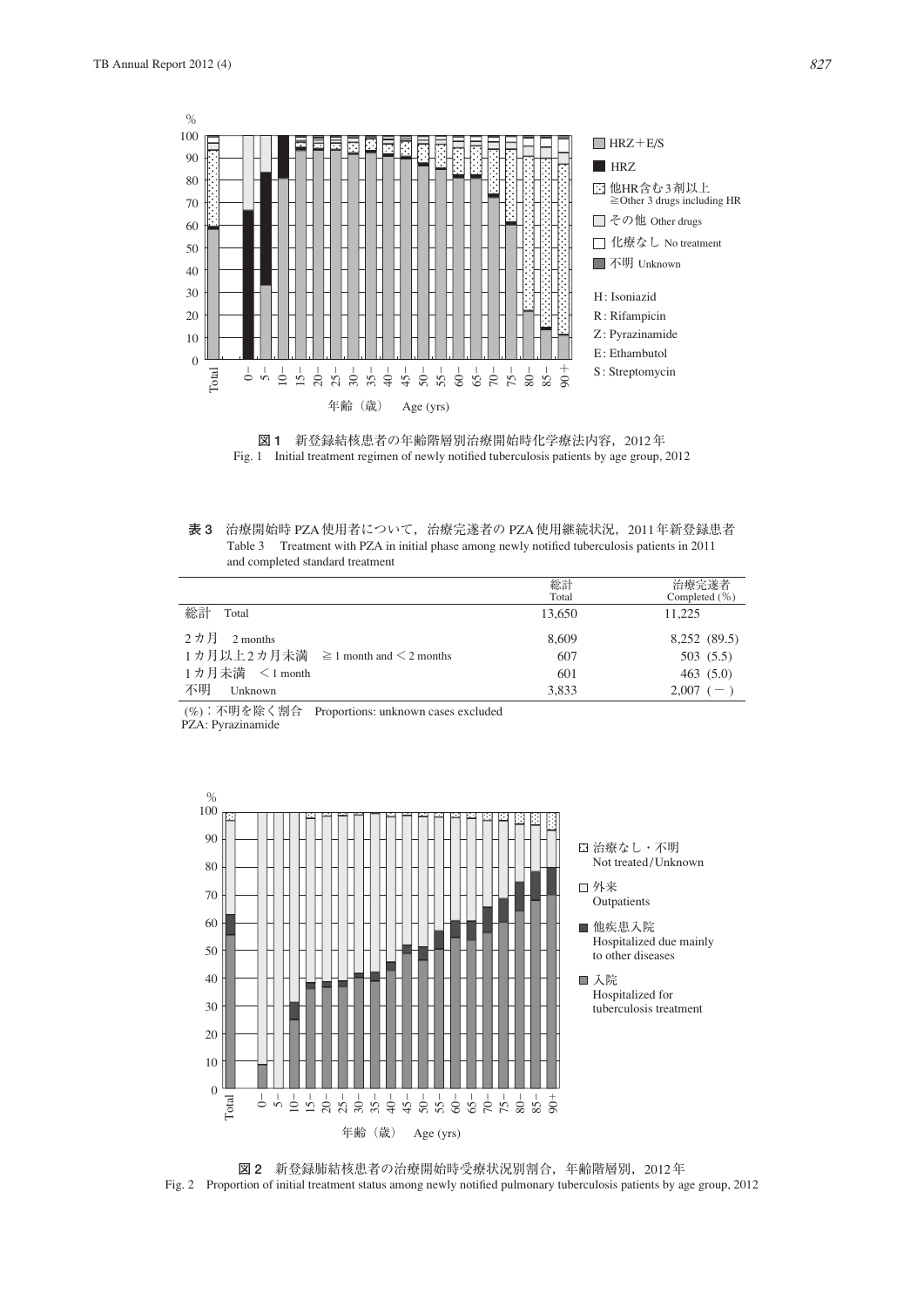図1　新登録結核患者の年齢階層別治療開始時化学療法内容，2012年
Fig. 1　Initial treatment regimen of newly notified tuberculosis patients by age group, 2012

表3　治療開始時 PZA 使用者について，治療完遂者の PZA 使用継続状況，2011年新登録患者
Table 3　Treatment with PZA in initial phase among newly notified tuberculosis patients in 2011 and completed standard treatment

| | 総計 Total | 治療完遂者 Completed (%) |
|---|---|---|
| 総計　Total | 13,650 | 11,225 |
| 2カ月　2 months | 8,609 | 8,252 (89.5) |
| 1カ月以上2カ月未満　≧1 month and ＜2 months | 607 | 503 (5.5) |
| 1カ月未満　＜1 month | 601 | 463 (5.0) |
| 不明　Unknown | 3,833 | 2,007 (－) |

(%)：不明を除く割合　Proportions: unknown cases excluded
PZA: Pyrazinamide

図2　新登録肺結核患者の治療開始時受療状況別割合，年齢階層別，2012年
Fig. 2　Proportion of initial treatment status among newly notified pulmonary tuberculosis patients by age group, 2012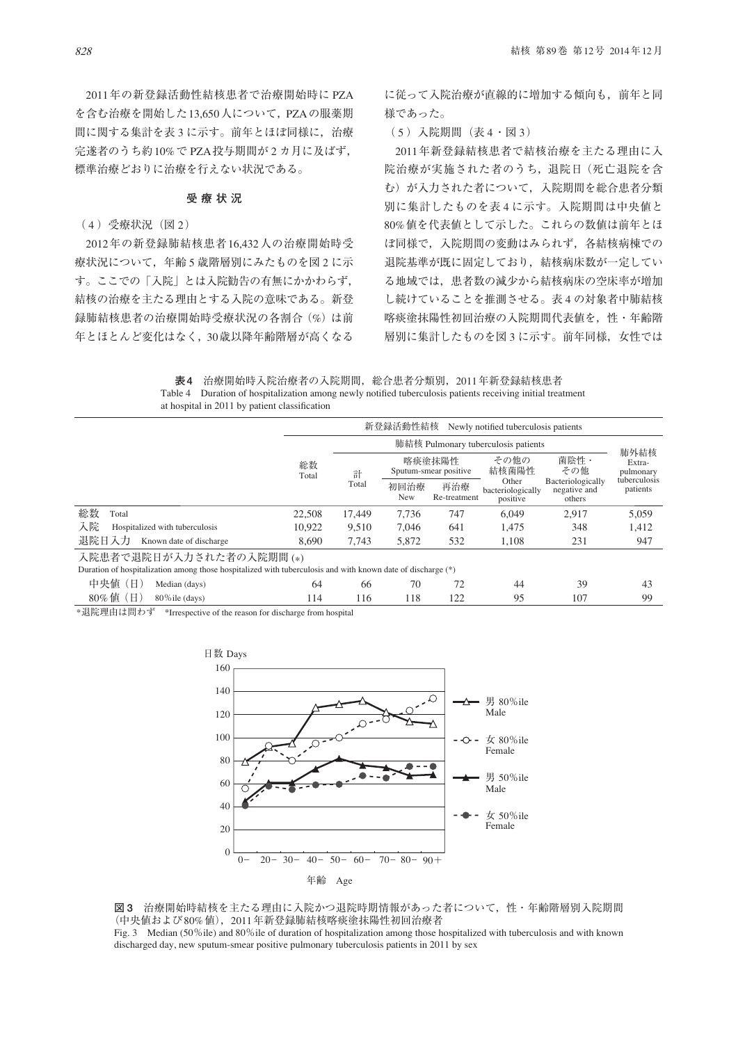2011年の新登録活動性結核患者で治療開始時にPZAを含む治療を開始した13,650人について，PZAの服薬期間に関する集計を表3に示す。前年とほぼ同様に，治療完遂者のうち約10%でPZA投与期間が2カ月に及ばず，標準治療どおりに治療を行えない状況である。

### 受 療 状 況

（4）受療状況（図2）

2012年の新登録肺結核患者16,432人の治療開始時受療状況について，年齢5歳階層別にみたものを図2に示す。ここでの「入院」とは入院勧告の有無にかかわらず，結核の治療を主たる理由とする入院の意味である。新登録肺結核患者の治療開始時受療状況の各割合（%）は前年とほとんど変化はなく，30歳以降年齢階層が高くなるに従って入院治療が直線的に増加する傾向も，前年と同様であった。

（5）入院期間（表4・図3）

2011年新登録結核患者で結核治療を主たる理由に入院治療が実施された者のうち，退院日（死亡退院を含む）が入力された者について，入院期間を総合患者分類別に集計したものを表4に示す。入院期間は中央値と80%値を代表値として示した。これらの数値は前年とほぼ同様で，入院期間の変動はみられず，各結核病棟での退院基準が既に固定しており，結核病床数が一定している地域では，患者数の減少から結核病床の空床率が増加し続けていることを推測させる。表4の対象者中肺結核喀痰塗抹陽性初回治療の入院期間代表値を，性・年齢階層別に集計したものを図3に示す。前年同様，女性では

**表4** 治療開始時入院治療者の入院期間，総合患者分類別，2011年新登録結核患者
Table 4 Duration of hospitalization among newly notified tuberculosis patients receiving initial treatment at hospital in 2011 by patient classification

| | 新登録活動性結核 Newly notified tuberculosis patients | | | | | | |
|---|---|---|---|---|---|---|---|
| | | 肺結核 Pulmonary tuberculosis patients | | | | | 肺外結核 Extra-pulmonary tuberculosis patients |
| | 総数 Total | 計 Total | 喀痰塗抹陽性 Sputum-smear positive | | その他の結核菌陽性 Other bacteriologically positive | 菌陰性・その他 Bacteriologically negative and others | |
| | | | 初回治療 New | 再治療 Re-treatment | | | |
| 総数 Total | 22,508 | 17,449 | 7,736 | 747 | 6,049 | 2,917 | 5,059 |
| 入院 Hospitalized with tuberculosis | 10,922 | 9,510 | 7,046 | 641 | 1,475 | 348 | 1,412 |
| 退院日入力 Known date of discharge | 8,690 | 7,743 | 5,872 | 532 | 1,108 | 231 | 947 |
| 入院患者で退院日が入力された者の入院期間 (*) Duration of hospitalization among those hospitalized with tuberculosis and with known date of discharge (*) | | | | | | | |
| 中央値（日） Median (days) | 64 | 66 | 70 | 72 | 44 | 39 | 43 |
| 80%値（日） 80%ile (days) | 114 | 116 | 118 | 122 | 95 | 107 | 99 |

*退院理由は問わず　*Irrespective of the reason for discharge from hospital

**図3** 治療開始時結核を主たる理由に入院かつ退院時期情報があった者について，性・年齢階層別入院期間（中央値および80%値），2011年新登録肺結核喀痰塗抹陽性初回治療者
Fig. 3 Median (50%ile) and 80%ile of duration of hospitalization among those hospitalized with tuberculosis and with known discharged day, new sputum-smear positive pulmonary tuberculosis patients in 2011 by sex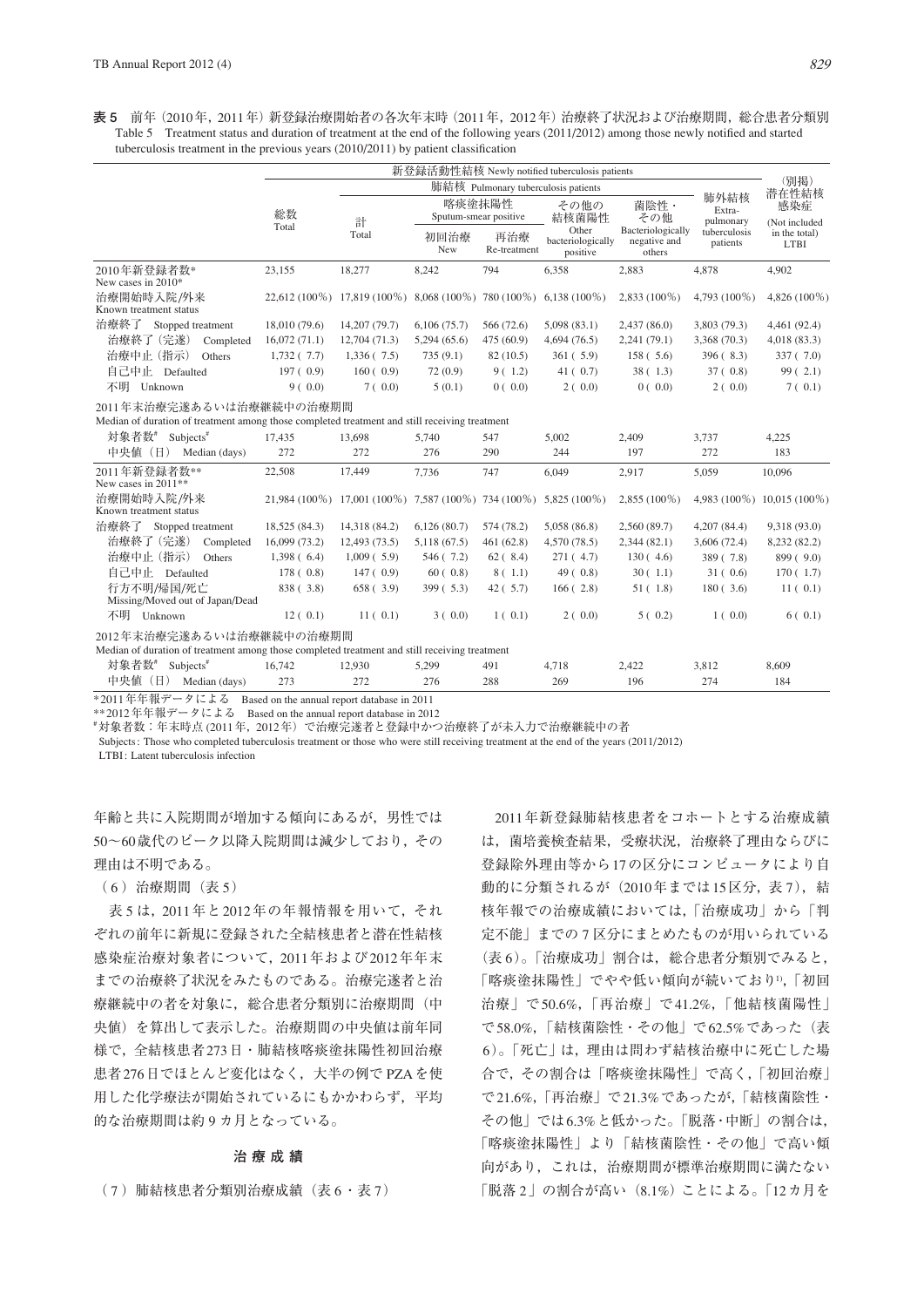**表 5**　前年（2010年，2011年）新登録治療開始者の各次年末時（2011年，2012年）治療終了状況および治療期間，総合患者分類別
Table 5　Treatment status and duration of treatment at the end of the following years (2011/2012) among those newly notified and started tuberculosis treatment in the previous years (2010/2011) by patient classification

| | 新登録活動性結核 Newly notified tuberculosis patients | | | | | | | （別掲）潜在性結核感染症 (Not included in the total) LTBI |
|---|---|---|---|---|---|---|---|---|
| | 総数 Total | 肺結核 Pulmonary tuberculosis patients | | | | | 肺外結核 Extra-pulmonary tuberculosis patients | |
| | | 計 Total | 喀痰塗抹陽性 Sputum-smear positive | | その他の結核菌陽性 Other bacteriologically positive | 菌陰性・その他 Bacteriologically negative and others | | |
| | | | 初回治療 New | 再治療 Re-treatment | | | | |
| 2010年新登録者数* New cases in 2010* | 23,155 | 18,277 | 8,242 | 794 | 6,358 | 2,883 | 4,878 | 4,902 |
| 治療開始時入院/外来 Known treatment status | 22,612 (100%) | 17,819 (100%) | 8,068 (100%) | 780 (100%) | 6,138 (100%) | 2,833 (100%) | 4,793 (100%) | 4,826 (100%) |
| 治療終了　Stopped treatment | 18,010 (79.6) | 14,207 (79.7) | 6,106 (75.7) | 566 (72.6) | 5,098 (83.1) | 2,437 (86.0) | 3,803 (79.3) | 4,461 (92.4) |
| 治療終了（完遂）　Completed | 16,072 (71.1) | 12,704 (71.3) | 5,294 (65.6) | 475 (60.9) | 4,694 (76.5) | 2,241 (79.1) | 3,368 (70.3) | 4,018 (83.3) |
| 治療中止（指示）　Others | 1,732 ( 7.7) | 1,336 ( 7.5) | 735 (9.1) | 82 (10.5) | 361 ( 5.9) | 158 ( 5.6) | 396 ( 8.3) | 337 ( 7.0) |
| 自己中止　Defaulted | 197 ( 0.9) | 160 ( 0.9) | 72 (0.9) | 9 ( 1.2) | 41 ( 0.7) | 38 ( 1.3) | 37 ( 0.8) | 99 ( 2.1) |
| 不明　Unknown | 9 ( 0.0) | 7 ( 0.0) | 5 (0.1) | 0 ( 0.0) | 2 ( 0.0) | 0 ( 0.0) | 2 ( 0.0) | 7 ( 0.1) |
| 2011年末治療完遂あるいは治療継続中の治療期間 Median of duration of treatment among those completed treatment and still receiving treatment | | | | | | | | |
| 対象者数#　Subjects# | 17,435 | 13,698 | 5,740 | 547 | 5,002 | 2,409 | 3,737 | 4,225 |
| 中央値（日）　Median (days) | 272 | 272 | 276 | 290 | 244 | 197 | 272 | 183 |
| 2011年新登録者数** New cases in 2011** | 22,508 | 17,449 | 7,736 | 747 | 6,049 | 2,917 | 5,059 | 10,096 |
| 治療開始時入院/外来 Known treatment status | 21,984 (100%) | 17,001 (100%) | 7,587 (100%) | 734 (100%) | 5,825 (100%) | 2,855 (100%) | 4,983 (100%) | 10,015 (100%) |
| 治療終了　Stopped treatment | 18,525 (84.3) | 14,318 (84.2) | 6,126 (80.7) | 574 (78.2) | 5,058 (86.8) | 2,560 (89.7) | 4,207 (84.4) | 9,318 (93.0) |
| 治療終了（完遂）　Completed | 16,099 (73.2) | 12,493 (73.5) | 5,118 (67.5) | 461 (62.8) | 4,570 (78.5) | 2,344 (82.1) | 3,606 (72.4) | 8,232 (82.2) |
| 治療中止（指示）　Others | 1,398 ( 6.4) | 1,009 ( 5.9) | 546 ( 7.2) | 62 ( 8.4) | 271 ( 4.7) | 130 ( 4.6) | 389 ( 7.8) | 899 ( 9.0) |
| 自己中止　Defaulted | 178 ( 0.8) | 147 ( 0.9) | 60 ( 0.8) | 8 ( 1.1) | 49 ( 0.8) | 30 ( 1.1) | 31 ( 0.6) | 170 ( 1.7) |
| 行方不明/帰国/死亡 Missing/Moved out of Japan/Dead | 838 ( 3.8) | 658 ( 3.9) | 399 ( 5.3) | 42 ( 5.7) | 166 ( 2.8) | 51 ( 1.8) | 180 ( 3.6) | 11 ( 0.1) |
| 不明　Unknown | 12 ( 0.1) | 11 ( 0.1) | 3 ( 0.0) | 1 ( 0.1) | 2 ( 0.0) | 5 ( 0.2) | 1 ( 0.0) | 6 ( 0.1) |
| 2012年末治療完遂あるいは治療継続中の治療期間 Median of duration of treatment among those completed treatment and still receiving treatment | | | | | | | | |
| 対象者数#　Subjects# | 16,742 | 12,930 | 5,299 | 491 | 4,718 | 2,422 | 3,812 | 8,609 |
| 中央値（日）　Median (days) | 273 | 272 | 276 | 288 | 269 | 196 | 274 | 184 |

*2011年年報データによる　Based on the annual report database in 2011
**2012年年報データによる　Based on the annual report database in 2012
#対象者数：年末時点（2011年，2012年）で治療完遂者と登録中かつ治療終了が未入力で治療継続中の者
Subjects: Those who completed tuberculosis treatment or those who were still receiving treatment at the end of the years (2011/2012)
LTBI: Latent tuberculosis infection

年齢と共に入院期間が増加する傾向にあるが，男性では50～60歳代のピーク以降入院期間は減少しており，その理由は不明である。

（6）治療期間（表5）

表5は，2011年と2012年の年報情報を用いて，それぞれの前年に新規に登録された全結核患者と潜在性結核感染症治療対象者について，2011年および2012年年末までの治療終了状況をみたものである。治療完遂者と治療継続中の者を対象に，総合患者分類別に治療期間（中央値）を算出して表示した。治療期間の中央値は前年同様で，全結核患者273日・肺結核喀痰塗抹陽性初回治療患者276日でほとんど変化はなく，大半の例でPZAを使用した化学療法が開始されているにもかかわらず，平均的な治療期間は約9カ月となっている。

## 治療成績

（7）肺結核患者分類別治療成績（表6・表7）

2011年新登録肺結核患者をコホートとする治療成績は，菌培養検査結果，受療状況，治療終了理由ならびに登録除外理由等から17の区分にコンピュータにより自動的に分類されるが（2010年までは15区分，表7），結核年報での治療成績においては，「治療成功」から「判定不能」までの7区分にまとめたものが用いられている（表6）。「治療成功」割合は，総合患者分類別でみると，「喀痰塗抹陽性」でやや低い傾向が続いており[1]，「初回治療」で50.6%，「再治療」で41.2%，「他結核菌陽性」で58.0%，「結核菌陰性・その他」で62.5%であった（表6）。「死亡」は，理由は問わず結核治療中に死亡した場合で，その割合は「喀痰塗抹陽性」で高く，「初回治療」で21.6%，「再治療」で21.3%であったが，「結核菌陰性・その他」では6.3%と低かった。「脱落・中断」の割合は，「喀痰塗抹陽性」より「結核菌陰性・その他」で高い傾向があり，これは，治療期間が標準治療期間に満たない「脱落2」の割合が高い（8.1%）ことによる。「12カ月を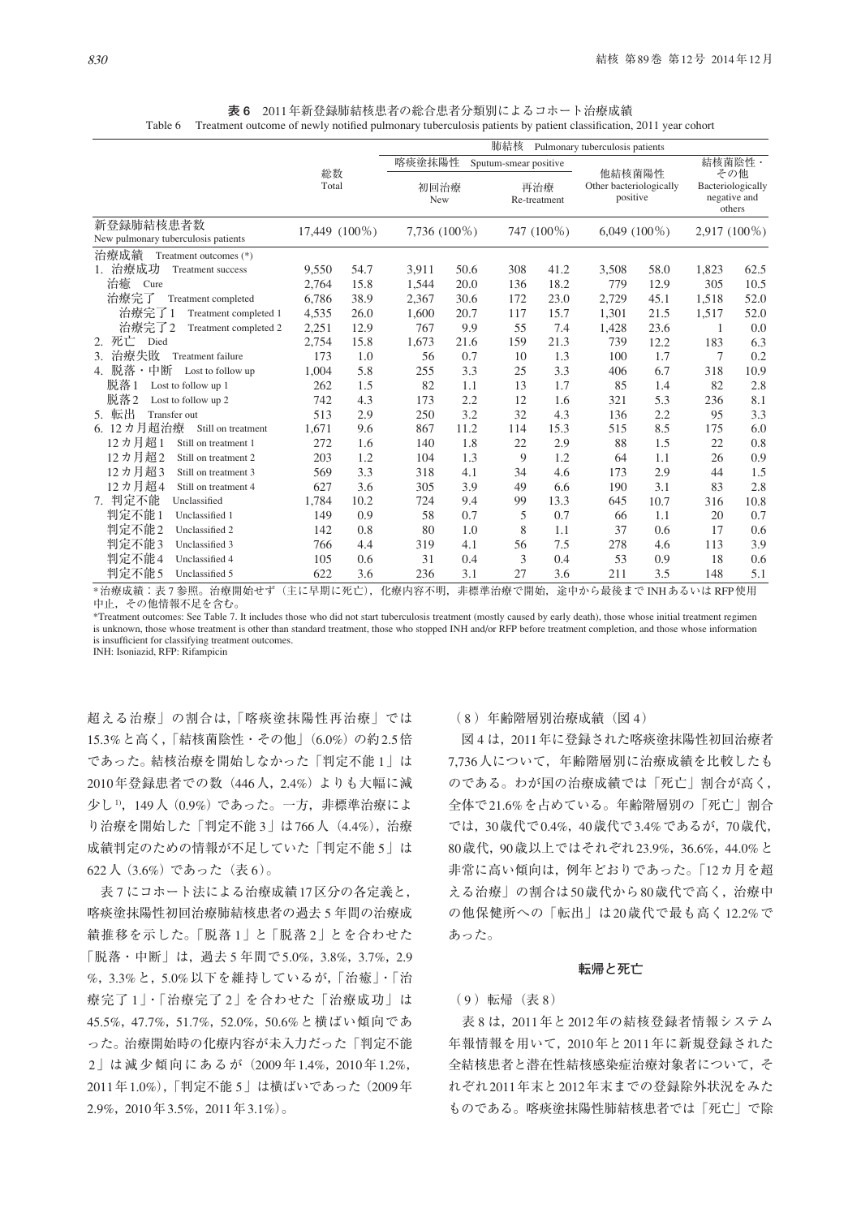**表 6**　2011年新登録肺結核患者の総合患者分類別によるコホート治療成績

Table 6　Treatment outcome of newly notified pulmonary tuberculosis patients by patient classification, 2011 year cohort

| | 総数 Total | | 肺結核 Pulmonary tuberculosis patients | | | | | | | |
|---|---|---|---|---|---|---|---|---|---|---|
| | | | 喀痰塗抹陽性 Sputum-smear positive | | | | 他結核菌陽性 Other bacteriologically positive | | 結核菌陰性・その他 Bacteriologically negative and others | |
| | | | 初回治療 New | | 再治療 Re-treatment | | | | | |
| 新登録肺結核患者数 New pulmonary tuberculosis patients | 17,449 (100%) | | 7,736 (100%) | | 747 (100%) | | 6,049 (100%) | | 2,917 (100%) | |
| 治療成績　Treatment outcomes (*) | | | | | | | | | | |
| 1. 治療成功　Treatment success | 9,550 | 54.7 | 3,911 | 50.6 | 308 | 41.2 | 3,508 | 58.0 | 1,823 | 62.5 |
| 治癒　Cure | 2,764 | 15.8 | 1,544 | 20.0 | 136 | 18.2 | 779 | 12.9 | 305 | 10.5 |
| 治療完了　Treatment completed | 6,786 | 38.9 | 2,367 | 30.6 | 172 | 23.0 | 2,729 | 45.1 | 1,518 | 52.0 |
| 治療完了1　Treatment completed 1 | 4,535 | 26.0 | 1,600 | 20.7 | 117 | 15.7 | 1,301 | 21.5 | 1,517 | 52.0 |
| 治療完了2　Treatment completed 2 | 2,251 | 12.9 | 767 | 9.9 | 55 | 7.4 | 1,428 | 23.6 | 1 | 0.0 |
| 2. 死亡　Died | 2,754 | 15.8 | 1,673 | 21.6 | 159 | 21.3 | 739 | 12.2 | 183 | 6.3 |
| 3. 治療失敗　Treatment failure | 173 | 1.0 | 56 | 0.7 | 10 | 1.3 | 100 | 1.7 | 7 | 0.2 |
| 4. 脱落・中断　Lost to follow up | 1,004 | 5.8 | 255 | 3.3 | 25 | 3.3 | 406 | 6.7 | 318 | 10.9 |
| 脱落1　Lost to follow up 1 | 262 | 1.5 | 82 | 1.1 | 13 | 1.7 | 85 | 1.4 | 82 | 2.8 |
| 脱落2　Lost to follow up 2 | 742 | 4.3 | 173 | 2.2 | 12 | 1.6 | 321 | 5.3 | 236 | 8.1 |
| 5. 転出　Transfer out | 513 | 2.9 | 250 | 3.2 | 32 | 4.3 | 136 | 2.2 | 95 | 3.3 |
| 6. 12カ月超治療　Still on treatment | 1,671 | 9.6 | 867 | 11.2 | 114 | 15.3 | 515 | 8.5 | 175 | 6.0 |
| 12カ月超1　Still on treatment 1 | 272 | 1.6 | 140 | 1.8 | 22 | 2.9 | 88 | 1.5 | 22 | 0.8 |
| 12カ月超2　Still on treatment 2 | 203 | 1.2 | 104 | 1.3 | 9 | 1.2 | 64 | 1.1 | 26 | 0.9 |
| 12カ月超3　Still on treatment 3 | 569 | 3.3 | 318 | 4.1 | 34 | 4.6 | 173 | 2.9 | 44 | 1.5 |
| 12カ月超4　Still on treatment 4 | 627 | 3.6 | 305 | 3.9 | 49 | 6.6 | 190 | 3.1 | 83 | 2.8 |
| 7. 判定不能　Unclassified | 1,784 | 10.2 | 724 | 9.4 | 99 | 13.3 | 645 | 10.7 | 316 | 10.8 |
| 判定不能1　Unclassified 1 | 149 | 0.9 | 58 | 0.7 | 5 | 0.7 | 66 | 1.1 | 20 | 0.7 |
| 判定不能2　Unclassified 2 | 142 | 0.8 | 80 | 1.0 | 8 | 1.1 | 37 | 0.6 | 17 | 0.6 |
| 判定不能3　Unclassified 3 | 766 | 4.4 | 319 | 4.1 | 56 | 7.5 | 278 | 4.6 | 113 | 3.9 |
| 判定不能4　Unclassified 4 | 105 | 0.6 | 31 | 0.4 | 3 | 0.4 | 53 | 0.9 | 18 | 0.6 |
| 判定不能5　Unclassified 5 | 622 | 3.6 | 236 | 3.1 | 27 | 3.6 | 211 | 3.5 | 148 | 5.1 |

*治療成績：表7参照。治療開始せず（主に早期に死亡），化療内容不明，非標準治療で開始，途中から最後まで INHあるいは RFP使用中止，その他情報不足を含む。

*Treatment outcomes: See Table 7. It includes those who did not start tuberculosis treatment (mostly caused by early death), those whose initial treatment regimen is unknown, those whose treatment is other than standard treatment, those who stopped INH and/or RFP before treatment completion, and those whose information is insufficient for classifying treatment outcomes.

INH: Isoniazid, RFP: Rifampicin

超える治療」の割合は,「喀痰塗抹陽性再治療」では15.3%と高く,「結核菌陰性・その他」(6.0%)の約2.5倍であった。結核治療を開始しなかった「判定不能1」は2010年登録患者での数（446人, 2.4%）よりも大幅に減少し[1], 149人（0.9%）であった。一方，非標準治療により治療を開始した「判定不能3」は766人（4.4%），治療成績判定のための情報が不足していた「判定不能5」は622人（3.6%）であった（表6）。

表7にコホート法による治療成績17区分の各定義と，喀痰塗抹陽性初回治療肺結核患者の過去5年間の治療成績推移を示した。「脱落1」と「脱落2」とを合わせた「脱落・中断」は，過去5年間で5.0%, 3.8%, 3.7%, 2.9%, 3.3%と, 5.0%以下を維持しているが,「治癒」・「治療完了1」・「治療完了2」を合わせた「治療成功」は45.5%, 47.7%, 51.7%, 52.0%, 50.6%と横ばい傾向であった。治療開始時の化療内容が未入力だった「判定不能2」は減少傾向にあるが（2009年1.4%, 2010年1.2%, 2011年1.0%),「判定不能5」は横ばいであった（2009年2.9%, 2010年3.5%, 2011年3.1%)。

（8）年齢階層別治療成績（図4）

図4は，2011年に登録された喀痰塗抹陽性初回治療者7,736人について，年齢階層別に治療成績を比較したものである。わが国の治療成績では「死亡」割合が高く，全体で21.6%を占めている。年齢階層別の「死亡」割合では，30歳代で0.4%, 40歳代で3.4%であるが，70歳代，80歳代，90歳以上ではそれぞれ23.9%, 36.6%, 44.0%と非常に高い傾向は，例年どおりであった。「12カ月を超える治療」の割合は50歳代から80歳代で高く，治療中の他保健所への「転出」は20歳代で最も高く12.2%であった。

## 転帰と死亡

（9）転帰（表8）

表8は，2011年と2012年の結核登録者情報システム年報情報を用いて，2010年と2011年に新規登録された全結核患者と潜在性結核感染症治療対象者について，それぞれ2011年末と2012年末までの登録除外状況をみたものである。喀痰塗抹陽性肺結核患者では「死亡」で除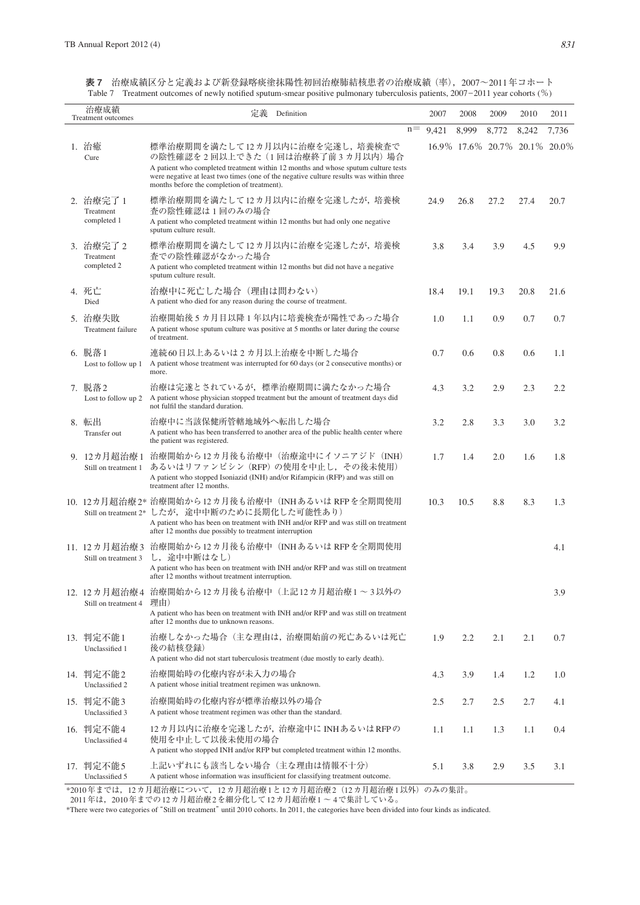**表7**　治療成績区分と定義および新登録喀痰塗抹陽性初回治療肺結核患者の治療成績（率），2007～2011年コホート
Table 7　Treatment outcomes of newly notified sputum-smear positive pulmonary tuberculosis patients, 2007－2011 year cohorts (%)

| 治療成績 Treatment outcomes | 定義　Definition | 2007 | 2008 | 2009 | 2010 | 2011 |
|---|---|---|---|---|---|---|
| | n＝ | 9,421 | 8,999 | 8,772 | 8,242 | 7,736 |
| 1. 治癒 Cure | 標準治療期間を満たして12カ月以内に治療を完遂し，培養検査での陰性確認を2回以上できた（1回は治療終了前3カ月以内）場合 A patient who completed treatment within 12 months and whose sputum culture tests were negative at least two times (one of the negative culture results was within three months before the completion of treatment). | 16.9% | 17.6% | 20.7% | 20.1% | 20.0% |
| 2. 治療完了1 Treatment completed 1 | 標準治療期間を満たして12カ月以内に治療を完遂したが，培養検査の陰性確認は1回のみの場合 A patient who completed treatment within 12 months but had only one negative sputum culture result. | 24.9 | 26.8 | 27.2 | 27.4 | 20.7 |
| 3. 治療完了2 Treatment completed 2 | 標準治療期間を満たして12カ月以内に治療を完遂したが，培養検査での陰性確認がなかった場合 A patient who completed treatment within 12 months but did not have a negative sputum culture result. | 3.8 | 3.4 | 3.9 | 4.5 | 9.9 |
| 4. 死亡 Died | 治療中に死亡した場合（理由は問わない） A patient who died for any reason during the course of treatment. | 18.4 | 19.1 | 19.3 | 20.8 | 21.6 |
| 5. 治療失敗 Treatment failure | 治療開始後5カ月目以降1年以内に培養検査が陽性であった場合 A patient whose sputum culture was positive at 5 months or later during the course of treatment. | 1.0 | 1.1 | 0.9 | 0.7 | 0.7 |
| 6. 脱落1 Lost to follow up 1 | 連続60日以上あるいは2カ月以上治療を中断した場合 A patient whose treatment was interrupted for 60 days (or 2 consecutive months) or more. | 0.7 | 0.6 | 0.8 | 0.6 | 1.1 |
| 7. 脱落2 Lost to follow up 2 | 治療は完遂とされているが，標準治療期間に満たなかった場合 A patient whose physician stopped treatment but the amount of treatment days did not fulfil the standard duration. | 4.3 | 3.2 | 2.9 | 2.3 | 2.2 |
| 8. 転出 Transfer out | 治療中に当該保健所管轄地域外へ転出した場合 A patient who has been transferred to another area of the public health center where the patient was registered. | 3.2 | 2.8 | 3.3 | 3.0 | 3.2 |
| 9. 12カ月超治療1 Still on treatment 1 | 治療開始から12カ月後も治療中（治療途中にイソニアジド（INH）あるいはリファンピシン（RFP）の使用を中止し，その後未使用） A patient who stopped Isoniazid (INH) and/or Rifampicin (RFP) and was still on treatment after 12 months. | 1.7 | 1.4 | 2.0 | 1.6 | 1.8 |
| 10. 12カ月超治療2* Still on treatment 2* | 治療開始から12カ月後も治療中（INHあるいはRFPを全期間使用したが，途中中断のために長期化した可能性あり） A patient who has been on treatment with INH and/or RFP and was still on treatment after 12 months due possibly to treatment interruption | 10.3 | 10.5 | 8.8 | 8.3 | 1.3 |
| 11. 12カ月超治療3 Still on treatment 3 | 治療開始から12カ月後も治療中（INHあるいはRFPを全期間使用し，途中中断はなし） A patient who has been on treatment with INH and/or RFP and was still on treatment after 12 months without treatment interruption. | | | | | 4.1 |
| 12. 12カ月超治療4 Still on treatment 4 | 治療開始から12カ月後も治療中（上記12カ月超治療1～3以外の理由） A patient who has been on treatment with INH and/or RFP and was still on treatment after 12 months due to unknown reasons. | | | | | 3.9 |
| 13. 判定不能1 Unclassified 1 | 治療しなかった場合（主な理由は，治療開始前の死亡あるいは死亡後の結核登録） A patient who did not start tuberculosis treatment (due mostly to early death). | 1.9 | 2.2 | 2.1 | 2.1 | 0.7 |
| 14. 判定不能2 Unclassified 2 | 治療開始時の化療内容が未入力の場合 A patient whose initial treatment regimen was unknown. | 4.3 | 3.9 | 1.4 | 1.2 | 1.0 |
| 15. 判定不能3 Unclassified 3 | 治療開始時の化療内容が標準治療以外の場合 A patient whose treatment regimen was other than the standard. | 2.5 | 2.7 | 2.5 | 2.7 | 4.1 |
| 16. 判定不能4 Unclassified 4 | 12カ月以内に治療を完遂したが，治療途中にINHあるいはRFPの使用を中止して以後未使用の場合 A patient who stopped INH and/or RFP but completed treatment within 12 months. | 1.1 | 1.1 | 1.3 | 1.1 | 0.4 |
| 17. 判定不能5 Unclassified 5 | 上記いずれにも該当しない場合（主な理由は情報不十分） A patient whose information was insufficient for classifying treatment outcome. | 5.1 | 3.8 | 2.9 | 3.5 | 3.1 |

*2010年までは，12カ月超治療について，12カ月超治療1と12カ月超治療2（12カ月超治療1以外）のみの集計。
2011年は，2010年までの12カ月超治療2を細分化して12カ月超治療1～4で集計している。
*There were two categories of "Still on treatment" until 2010 cohorts. In 2011, the categories have been divided into four kinds as indicated.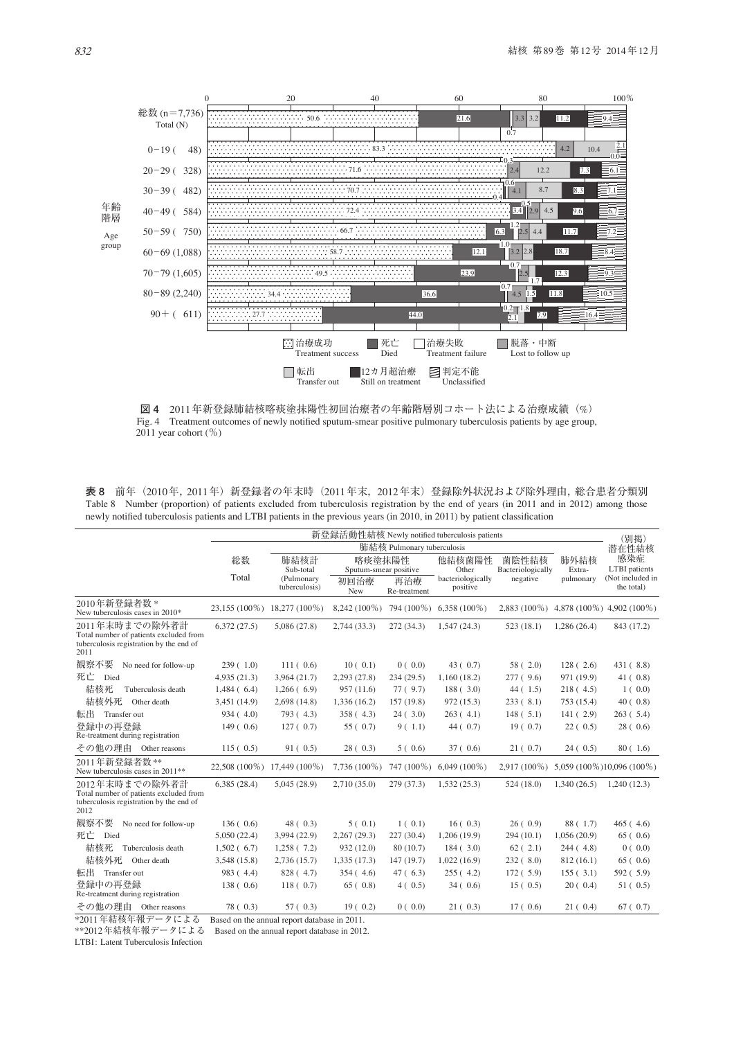年齢階層 Age group

| | 値 (%) |
|---|---|
| 総数 (n=7,736) Total (N) | 50.6 / 21.6 / 0.7 / 3.3 / 3.2 / 11.2 / 9.4 |
| 0−19 (48) | 83.3 / 4.2 / 10.4 / 2.1 / 0.0 |
| 20−29 (328) | 71.6 / 0.3 / 2.4 / 12.2 / 7.3 / 6.1 |
| 30−39 (482) | 70.7 / 0.4 / 0.6 / 4.1 / 8.7 / 8.3 / 7.1 |
| 40−49 (584) | 72.4 / 0.5 / 3.4 / 2.9 / 4.5 / 9.6 / 6.7 |
| 50−59 (750) | 66.7 / 6.3 / 1.2 / 2.5 / 4.4 / 11.7 / 7.2 |
| 60−69 (1,088) | 58.7 / 12.1 / 1.0 / 3.2 / 2.8 / 18.7 / 8.4 |
| 70−79 (1,605) | 49.5 / 23.9 / 0.7 / 2.5 / 1.7 / 12.3 / 9.3 |
| 80−89 (2,240) | 34.4 / 36.6 / 0.7 / 4.5 / 1.5 / 11.8 / 10.5 |
| 90+ (611) | 27.7 / 44.0 / 0.2 / 2.1 / 1.8 / 7.9 / 16.4 |

治療成功 Treatment success　死亡 Died　治療失敗 Treatment failure　脱落・中断 Lost to follow up　転出 Transfer out　12カ月超治療 Still on treatment　判定不能 Unclassified

**図4**　2011年新登録肺結核喀痰塗抹陽性初回治療者の年齢階層別コホート法による治療成績（%）
Fig. 4　Treatment outcomes of newly notified sputum-smear positive pulmonary tuberculosis patients by age group, 2011 year cohort (%)

**表8**　前年（2010年，2011年）新登録者の年末時（2011年末，2012年末）登録除外状況および除外理由，総合患者分類別
Table 8　Number (proportion) of patients excluded from tuberculosis registration by the end of years (in 2011 and in 2012) among those newly notified tuberculosis patients and LTBI patients in the previous years (in 2010, in 2011) by patient classification

| | 新登録活動性結核 Newly notified tuberculosis patients | | | | | | | （別掲）潜在性結核感染症 LTBI patients (Not included in the total) |
|---|---|---|---|---|---|---|---|---|
| | | 肺結核 Pulmonary tuberculosis | | | | | | |
| | 総数 Total | 肺結核計 Sub-total (Pulmonary tuberculosis) | 喀痰塗抹陽性 Sputum-smear positive 初回治療 New | 喀痰塗抹陽性 Sputum-smear positive 再治療 Re-treatment | 他結核菌陽性 Other bacteriologically positive | 菌陰性結核 Bacteriologically negative | 肺外結核 Extra-pulmonary | |
| 2010年新登録者数* New tuberculosis cases in 2010* | 23,155 (100%) | 18,277 (100%) | 8,242 (100%) | 794 (100%) | 6,358 (100%) | 2,883 (100%) | 4,878 (100%) | 4,902 (100%) |
| 2011年末時までの除外者計 Total number of patients excluded from tuberculosis registration by the end of 2011 | 6,372 (27.5) | 5,086 (27.8) | 2,744 (33.3) | 272 (34.3) | 1,547 (24.3) | 523 (18.1) | 1,286 (26.4) | 843 (17.2) |
| 観察不要 No need for follow-up | 239 ( 1.0) | 111 ( 0.6) | 10 ( 0.1) | 0 ( 0.0) | 43 ( 0.7) | 58 ( 2.0) | 128 ( 2.6) | 431 ( 8.8) |
| 死亡 Died | 4,935 (21.3) | 3,964 (21.7) | 2,293 (27.8) | 234 (29.5) | 1,160 (18.2) | 277 ( 9.6) | 971 (19.9) | 41 ( 0.8) |
| 結核死 Tuberculosis death | 1,484 ( 6.4) | 1,266 ( 6.9) | 957 (11.6) | 77 ( 9.7) | 188 ( 3.0) | 44 ( 1.5) | 218 ( 4.5) | 1 ( 0.0) |
| 結核外死 Other death | 3,451 (14.9) | 2,698 (14.8) | 1,336 (16.2) | 157 (19.8) | 972 (15.3) | 233 ( 8.1) | 753 (15.4) | 40 ( 0.8) |
| 転出 Transfer out | 934 ( 4.0) | 793 ( 4.3) | 358 ( 4.3) | 24 ( 3.0) | 263 ( 4.1) | 148 ( 5.1) | 141 ( 2.9) | 263 ( 5.4) |
| 登録中の再登録 Re-treatment during registration | 149 ( 0.6) | 127 ( 0.7) | 55 ( 0.7) | 9 ( 1.1) | 44 ( 0.7) | 19 ( 0.7) | 22 ( 0.5) | 28 ( 0.6) |
| その他の理由 Other reasons | 115 ( 0.5) | 91 ( 0.5) | 28 ( 0.3) | 5 ( 0.6) | 37 ( 0.6) | 21 ( 0.7) | 24 ( 0.5) | 80 ( 1.6) |
| 2011年新登録者数** New tuberculosis cases in 2011** | 22,508 (100%) | 17,449 (100%) | 7,736 (100%) | 747 (100%) | 6,049 (100%) | 2,917 (100%) | 5,059 (100%) | 10,096 (100%) |
| 2012年末時までの除外者計 Total number of patients excluded from tuberculosis registration by the end of 2012 | 6,385 (28.4) | 5,045 (28.9) | 2,710 (35.0) | 279 (37.3) | 1,532 (25.3) | 524 (18.0) | 1,340 (26.5) | 1,240 (12.3) |
| 観察不要 No need for follow-up | 136 ( 0.6) | 48 ( 0.3) | 5 ( 0.1) | 1 ( 0.1) | 16 ( 0.3) | 26 ( 0.9) | 88 ( 1.7) | 465 ( 4.6) |
| 死亡 Died | 5,050 (22.4) | 3,994 (22.9) | 2,267 (29.3) | 227 (30.4) | 1,206 (19.9) | 294 (10.1) | 1,056 (20.9) | 65 ( 0.6) |
| 結核死 Tuberculosis death | 1,502 ( 6.7) | 1,258 ( 7.2) | 932 (12.0) | 80 (10.7) | 184 ( 3.0) | 62 ( 2.1) | 244 ( 4.8) | 0 ( 0.0) |
| 結核外死 Other death | 3,548 (15.8) | 2,736 (15.7) | 1,335 (17.3) | 147 (19.7) | 1,022 (16.9) | 232 ( 8.0) | 812 (16.1) | 65 ( 0.6) |
| 転出 Transfer out | 983 ( 4.4) | 828 ( 4.7) | 354 ( 4.6) | 47 ( 6.3) | 255 ( 4.2) | 172 ( 5.9) | 155 ( 3.1) | 592 ( 5.9) |
| 登録中の再登録 Re-treatment during registration | 138 ( 0.6) | 118 ( 0.7) | 65 ( 0.8) | 4 ( 0.5) | 34 ( 0.6) | 15 ( 0.5) | 20 ( 0.4) | 51 ( 0.5) |
| その他の理由 Other reasons | 78 ( 0.3) | 57 ( 0.3) | 19 ( 0.2) | 0 ( 0.0) | 21 ( 0.3) | 17 ( 0.6) | 21 ( 0.4) | 67 ( 0.7) |

*2011年結核年報データによる　Based on the annual report database in 2011.
**2012年結核年報データによる　Based on the annual report database in 2012.
LTBI: Latent Tuberculosis Infection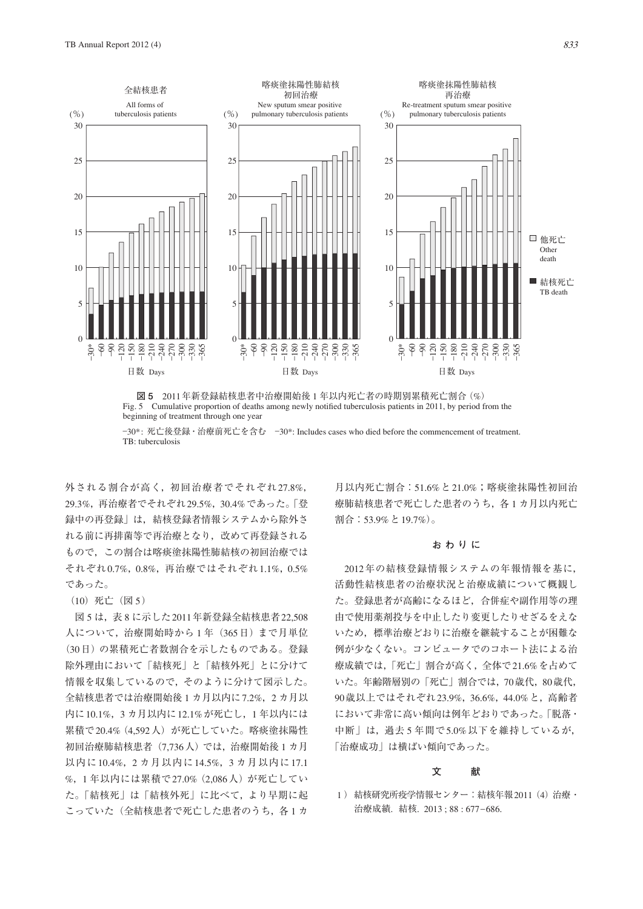全結核患者
All forms of tuberculosis patients

喀痰塗抹陽性肺結核 初回治療
New sputum smear positive pulmonary tuberculosis patients

喀痰塗抹陽性肺結核 再治療
Re-treatment sputum smear positive pulmonary tuberculosis patients

□ 他死亡 Other death
■ 結核死亡 TB death

日数 Days

**図 5** 2011年新登録結核患者中治療開始後 1 年以内死亡者の時期別累積死亡割合（%）
Fig. 5 Cumulative proportion of deaths among newly notified tuberculosis patients in 2011, by period from the beginning of treatment through one year

−30*: 死亡後登録・治療前死亡を含む −30*: Includes cases who died before the commencement of treatment.
TB: tuberculosis

外される割合が高く，初回治療者でそれぞれ27.8%，29.3%，再治療者でそれぞれ29.5%，30.4%であった。「登録中の再登録」は，結核登録者情報システムから除外される前に再排菌等で再治療となり，改めて再登録されるもので，この割合は喀痰塗抹陽性肺結核の初回治療ではそれぞれ0.7%，0.8%，再治療ではそれぞれ1.1%，0.5%であった。

（10）死亡（図 5）

図 5 は，表 8 に示した2011年新登録全結核患者22,508人について，治療開始時から 1 年（365日）まで月単位（30日）の累積死亡者数割合を示したものである。登録除外理由において「結核死」と「結核外死」とに分けて情報を収集しているので，そのように分けて図示した。全結核患者では治療開始後 1 カ月以内に7.2%，2 カ月以内に10.1%，3 カ月以内に12.1%が死亡し，1 年以内には累積で20.4%（4,592人）が死亡していた。喀痰塗抹陽性初回治療肺結核患者（7,736人）では，治療開始後 1 カ月以内に10.4%，2 カ月以内に14.5%，3 カ月以内に17.1%，1 年以内には累積で27.0%（2,086人）が死亡していた。「結核死」は「結核外死」に比べて，より早期に起こっていた（全結核患者で死亡した患者のうち，各 1 カ月以内死亡割合：51.6%と21.0%；喀痰塗抹陽性初回治療肺結核患者で死亡した患者のうち，各 1 カ月以内死亡割合：53.9%と19.7%）。

## おわりに

2012年の結核登録情報システムの年報情報を基に，活動性結核患者の治療状況と治療成績について概観した。登録患者が高齢になるほど，合併症や副作用等の理由で使用薬剤投与を中止したり変更したりせざるをえないため，標準治療どおりに治療を継続することが困難な例が少なくない。コンピュータでのコホート法による治療成績では，「死亡」割合が高く，全体で21.6%を占めていた。年齢階層別の「死亡」割合では，70歳代，80歳代，90歳以上でそれぞれ23.9%，36.6%，44.0%と，高齢者において非常に高い傾向は例年どおりであった。「脱落・中断」は，過去 5 年間で5.0%以下を維持しているが，「治療成功」は横ばい傾向であった。

## 文 献

1） 結核研究所疫学情報センター：結核年報2011（4）治療・治療成績．結核．2013 ; 88 : 677−686.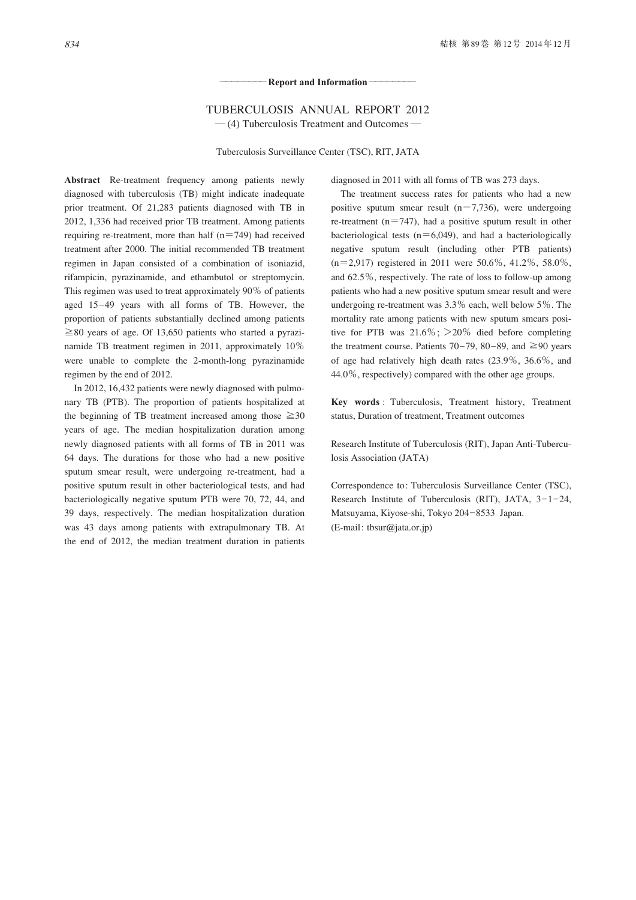Report and Information

# TUBERCULOSIS ANNUAL REPORT 2012

## — (4) Tuberculosis Treatment and Outcomes —

Tuberculosis Surveillance Center (TSC), RIT, JATA

**Abstract** Re-treatment frequency among patients newly diagnosed with tuberculosis (TB) might indicate inadequate prior treatment. Of 21,283 patients diagnosed with TB in 2012, 1,336 had received prior TB treatment. Among patients requiring re-treatment, more than half (n=749) had received treatment after 2000. The initial recommended TB treatment regimen in Japan consisted of a combination of isoniazid, rifampicin, pyrazinamide, and ethambutol or streptomycin. This regimen was used to treat approximately 90% of patients aged 15–49 years with all forms of TB. However, the proportion of patients substantially declined among patients ≧80 years of age. Of 13,650 patients who started a pyrazinamide TB treatment regimen in 2011, approximately 10% were unable to complete the 2-month-long pyrazinamide regimen by the end of 2012.

In 2012, 16,432 patients were newly diagnosed with pulmonary TB (PTB). The proportion of patients hospitalized at the beginning of TB treatment increased among those ≧30 years of age. The median hospitalization duration among newly diagnosed patients with all forms of TB in 2011 was 64 days. The durations for those who had a new positive sputum smear result, were undergoing re-treatment, had a positive sputum result in other bacteriological tests, and had bacteriologically negative sputum PTB were 70, 72, 44, and 39 days, respectively. The median hospitalization duration was 43 days among patients with extrapulmonary TB. At the end of 2012, the median treatment duration in patients diagnosed in 2011 with all forms of TB was 273 days.

The treatment success rates for patients who had a new positive sputum smear result (n=7,736), were undergoing re-treatment (n=747), had a positive sputum result in other bacteriological tests (n=6,049), and had a bacteriologically negative sputum result (including other PTB patients) (n=2,917) registered in 2011 were 50.6%, 41.2%, 58.0%, and 62.5%, respectively. The rate of loss to follow-up among patients who had a new positive sputum smear result and were undergoing re-treatment was 3.3% each, well below 5%. The mortality rate among patients with new sputum smears positive for PTB was 21.6%; >20% died before completing the treatment course. Patients 70–79, 80–89, and ≧90 years of age had relatively high death rates (23.9%, 36.6%, and 44.0%, respectively) compared with the other age groups.

**Key words**: Tuberculosis, Treatment history, Treatment status, Duration of treatment, Treatment outcomes

Research Institute of Tuberculosis (RIT), Japan Anti-Tuberculosis Association (JATA)

Correspondence to: Tuberculosis Surveillance Center (TSC), Research Institute of Tuberculosis (RIT), JATA, 3–1–24, Matsuyama, Kiyose-shi, Tokyo 204–8533 Japan. (E-mail: tbsur@jata.or.jp)